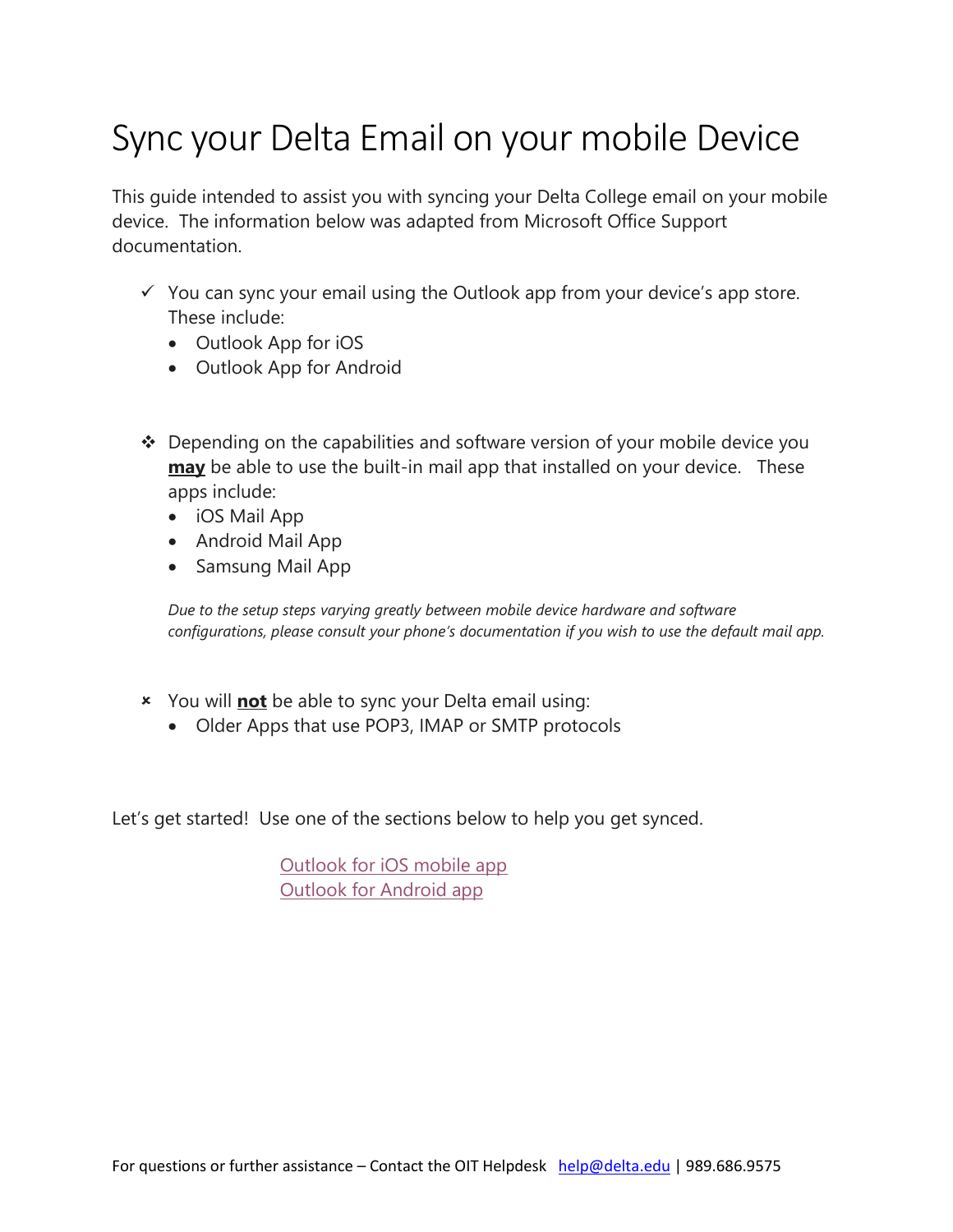# Sync your Delta Email on your mobile Device

This guide intended to assist you with syncing your Delta College email on your mobile device. The information below was adapted from Microsoft Office Support documentation.

- ✓ You can sync your email using the Outlook app from your device's app store. These include:
  - Outlook App for iOS
  - Outlook App for Android

- ❖ Depending on the capabilities and software version of your mobile device you **may** be able to use the built-in mail app that installed on your device. These apps include:
  - iOS Mail App
  - Android Mail App
  - Samsung Mail App

  *Due to the setup steps varying greatly between mobile device hardware and software configurations, please consult your phone's documentation if you wish to use the default mail app.*

- ✗ You will **not** be able to sync your Delta email using:
  - Older Apps that use POP3, IMAP or SMTP protocols

Let's get started! Use one of the sections below to help you get synced.

Outlook for iOS mobile app
Outlook for Android app

For questions or further assistance – Contact the OIT Helpdesk help@delta.edu | 989.686.9575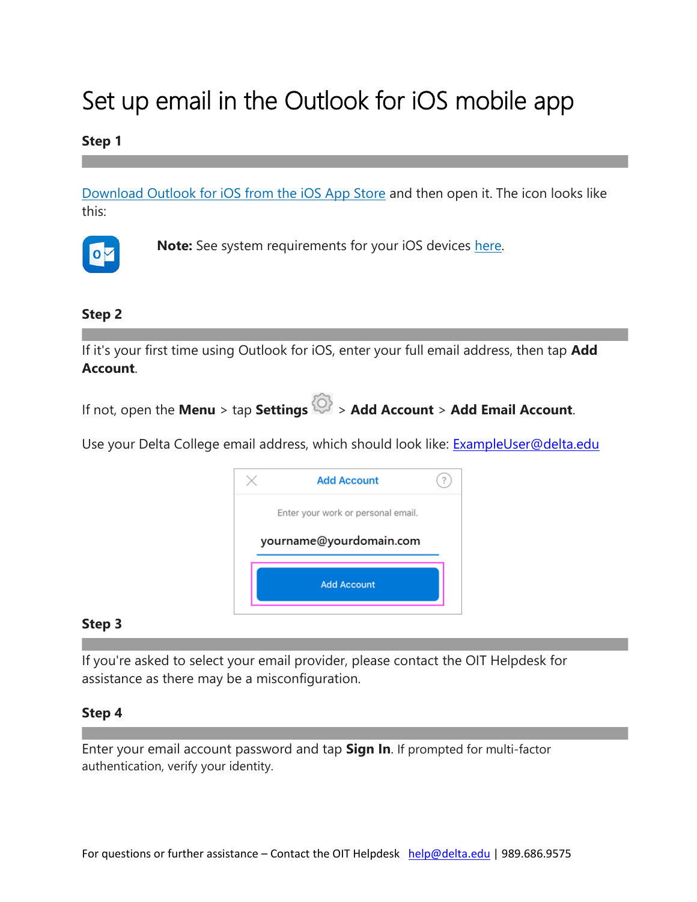# Set up email in the Outlook for iOS mobile app

**Step 1**

[Download Outlook for iOS from the iOS App Store](#) and then open it. The icon looks like this:

**Note:** See system requirements for your iOS devices [here](#).

**Step 2**

If it's your first time using Outlook for iOS, enter your full email address, then tap **Add Account**.

If not, open the **Menu** > tap **Settings** > **Add Account** > **Add Email Account**.

Use your Delta College email address, which should look like: [ExampleUser@delta.edu](mailto:ExampleUser@delta.edu)

**Step 3**

If you're asked to select your email provider, please contact the OIT Helpdesk for assistance as there may be a misconfiguration.

**Step 4**

Enter your email account password and tap **Sign In**. If prompted for multi-factor authentication, verify your identity.

For questions or further assistance – Contact the OIT Helpdesk [help@delta.edu](mailto:help@delta.edu) | 989.686.9575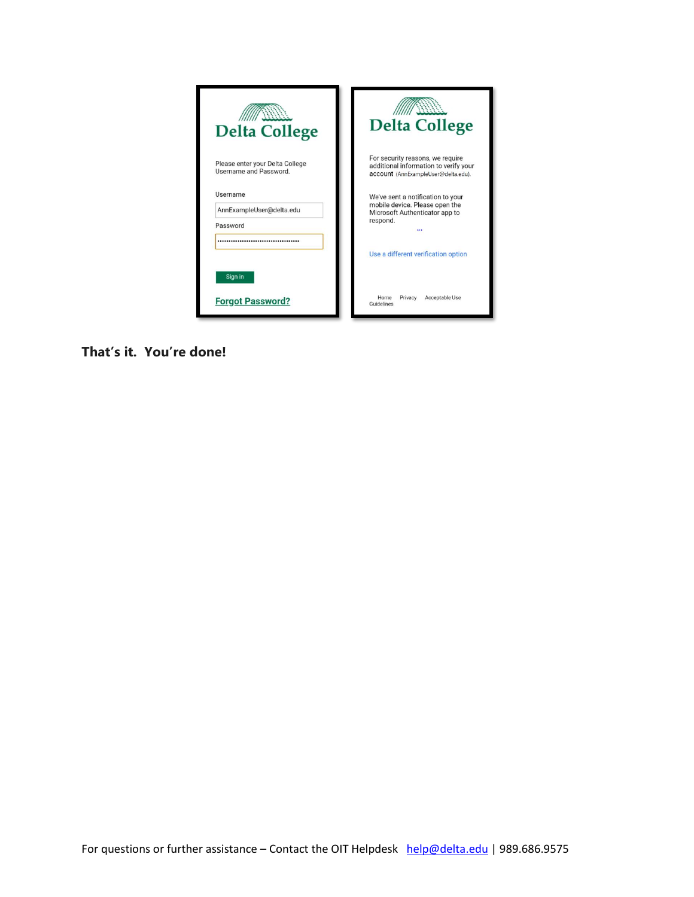**Delta College**

Please enter your Delta College Username and Password.

Username

AnnExampleUser@delta.edu

Password

Sign in

**Forgot Password?**

**Delta College**

For security reasons, we require additional information to verify your account (AnnExampleUser@delta.edu).

We've sent a notification to your mobile device. Please open the Microsoft Authenticator app to respond.

Use a different verification option

Home Privacy Acceptable Use Guidelines

**That's it. You're done!**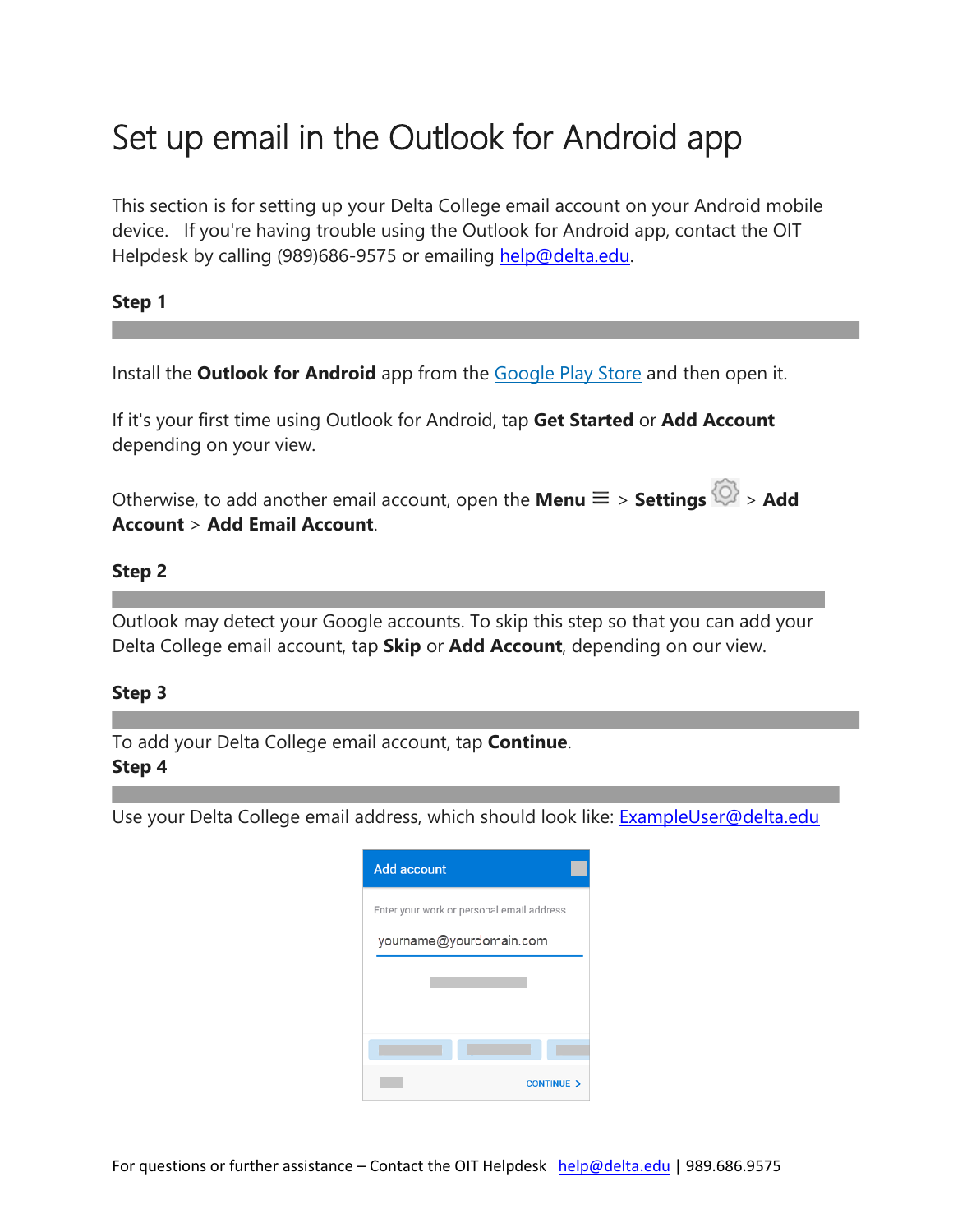# Set up email in the Outlook for Android app

This section is for setting up your Delta College email account on your Android mobile device. If you're having trouble using the Outlook for Android app, contact the OIT Helpdesk by calling (989)686-9575 or emailing help@delta.edu.

**Step 1**

Install the **Outlook for Android** app from the Google Play Store and then open it.

If it's your first time using Outlook for Android, tap **Get Started** or **Add Account** depending on your view.

Otherwise, to add another email account, open the **Menu** ≡ > **Settings** > **Add Account** > **Add Email Account**.

**Step 2**

Outlook may detect your Google accounts. To skip this step so that you can add your Delta College email account, tap **Skip** or **Add Account**, depending on our view.

**Step 3**

To add your Delta College email account, tap **Continue**.

**Step 4**

Use your Delta College email address, which should look like: ExampleUser@delta.edu

Add account

Enter your work or personal email address.

yourname@yourdomain.com

CONTINUE >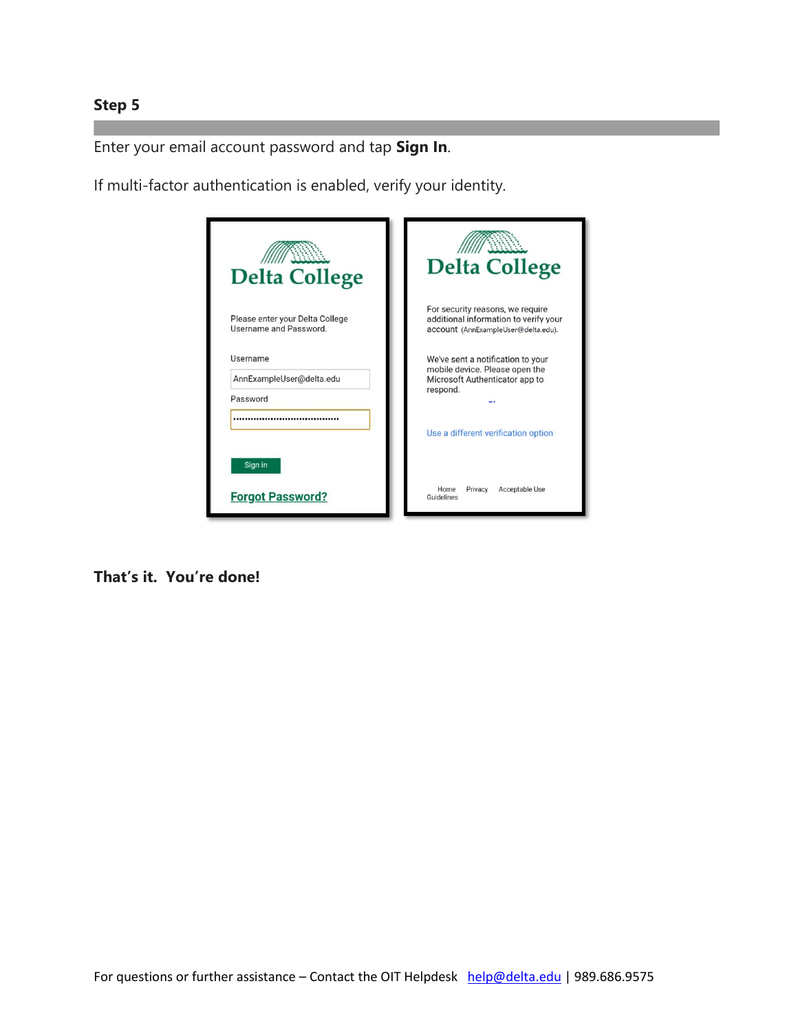## Step 5

Enter your email account password and tap **Sign In**.

If multi-factor authentication is enabled, verify your identity.

Delta College

Please enter your Delta College Username and Password.

Username

AnnExampleUser@delta.edu

Password

Sign In

Forgot Password?

Delta College

For security reasons, we require additional information to verify your account (AnnExampleUser@delta.edu).

We've sent a notification to your mobile device. Please open the Microsoft Authenticator app to respond.

Use a different verification option

Home Privacy Acceptable Use Guidelines

**That's it. You're done!**

For questions or further assistance – Contact the OIT Helpdesk help@delta.edu | 989.686.9575